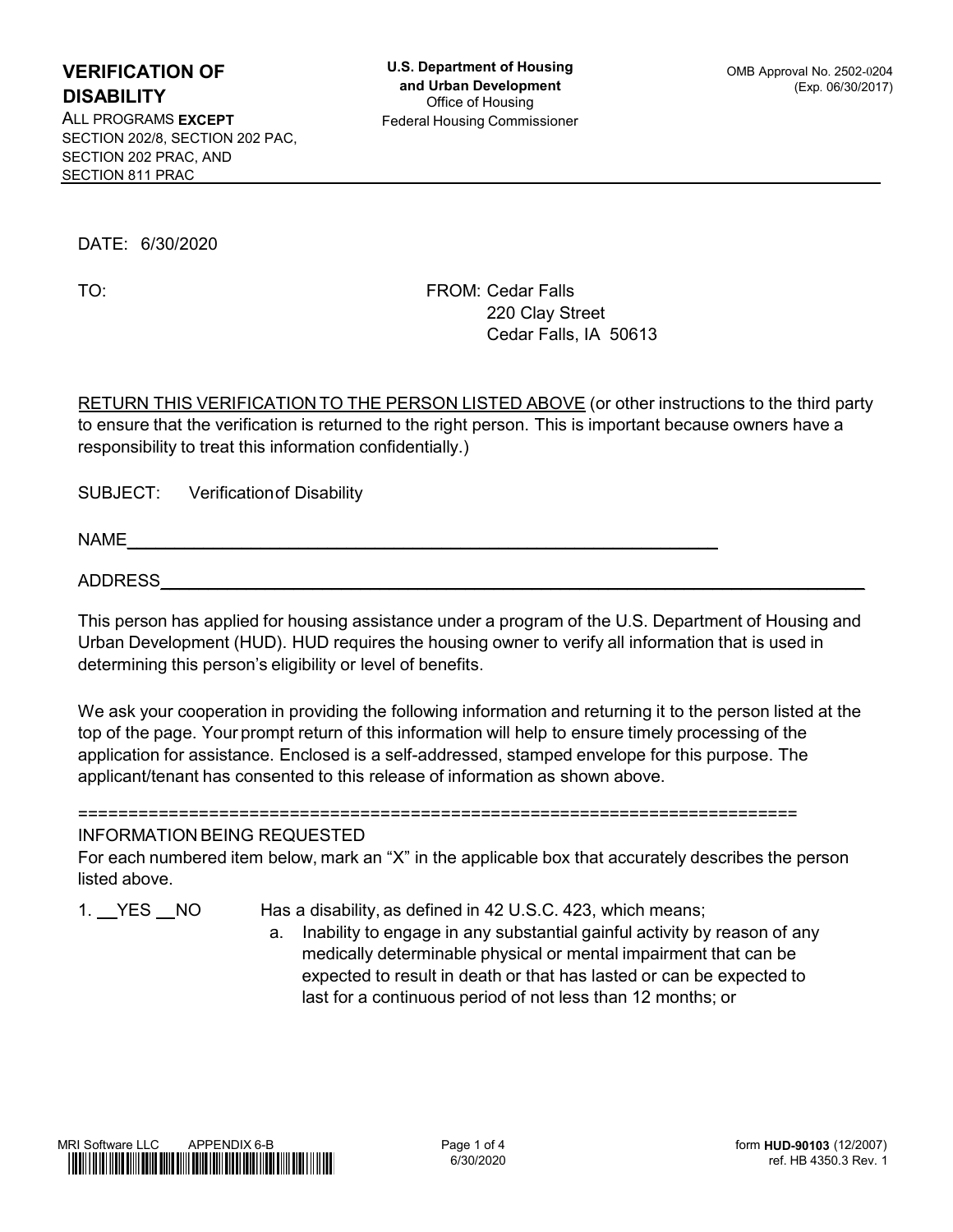**VERIFICATION OF DISABILITY**

ALL PROGRAMS **EXCEPT**
SECTION 202/8, SECTION 202 PAC,
SECTION 202 PRAC, AND
SECTION 811 PRAC

**U.S. Department of Housing and Urban Development**
Office of Housing
Federal Housing Commissioner

OMB Approval No. 2502-0204
(Exp. 06/30/2017)

---

DATE: 6/30/2020

TO:

FROM: Cedar Falls
220 Clay Street
Cedar Falls, IA 50613

RETURN THIS VERIFICATION TO THE PERSON LISTED ABOVE (or other instructions to the third party to ensure that the verification is returned to the right person. This is important because owners have a responsibility to treat this information confidentially.)

SUBJECT: Verification of Disability

NAME________________________________________________________________

ADDRESS______________________________________________________________

This person has applied for housing assistance under a program of the U.S. Department of Housing and Urban Development (HUD). HUD requires the housing owner to verify all information that is used in determining this person's eligibility or level of benefits.

We ask your cooperation in providing the following information and returning it to the person listed at the top of the page. Your prompt return of this information will help to ensure timely processing of the application for assistance. Enclosed is a self-addressed, stamped envelope for this purpose. The applicant/tenant has consented to this release of information as shown above.

========================================================================

INFORMATION BEING REQUESTED

For each numbered item below, mark an "X" in the applicable box that accurately describes the person listed above.

1. __YES __NO Has a disability, as defined in 42 U.S.C. 423, which means;

   a. Inability to engage in any substantial gainful activity by reason of any medically determinable physical or mental impairment that can be expected to result in death or that has lasted or can be expected to last for a continuous period of not less than 12 months; or

MRI Software LLC APPENDIX 6-B

form **HUD-90103** (12/2007)
ref. HB 4350.3 Rev. 1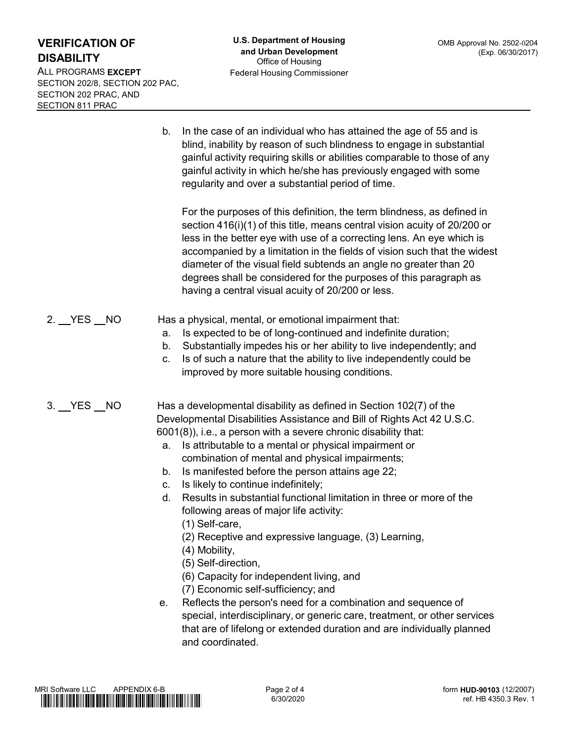b. In the case of an individual who has attained the age of 55 and is blind, inability by reason of such blindness to engage in substantial gainful activity requiring skills or abilities comparable to those of any gainful activity in which he/she has previously engaged with some regularity and over a substantial period of time.

For the purposes of this definition, the term blindness, as defined in section 416(i)(1) of this title, means central vision acuity of 20/200 or less in the better eye with use of a correcting lens. An eye which is accompanied by a limitation in the fields of vision such that the widest diameter of the visual field subtends an angle no greater than 20 degrees shall be considered for the purposes of this paragraph as having a central visual acuity of 20/200 or less.

2. __YES __NO Has a physical, mental, or emotional impairment that:

a. Is expected to be of long-continued and indefinite duration;
b. Substantially impedes his or her ability to live independently; and
c. Is of such a nature that the ability to live independently could be improved by more suitable housing conditions.

3. __YES __NO Has a developmental disability as defined in Section 102(7) of the Developmental Disabilities Assistance and Bill of Rights Act 42 U.S.C. 6001(8)), i.e., a person with a severe chronic disability that:

a. Is attributable to a mental or physical impairment or combination of mental and physical impairments;
b. Is manifested before the person attains age 22;
c. Is likely to continue indefinitely;
d. Results in substantial functional limitation in three or more of the following areas of major life activity:
   (1) Self-care,
   (2) Receptive and expressive language, (3) Learning,
   (4) Mobility,
   (5) Self-direction,
   (6) Capacity for independent living, and
   (7) Economic self-sufficiency; and
e. Reflects the person's need for a combination and sequence of special, interdisciplinary, or generic care, treatment, or other services that are of lifelong or extended duration and are individually planned and coordinated.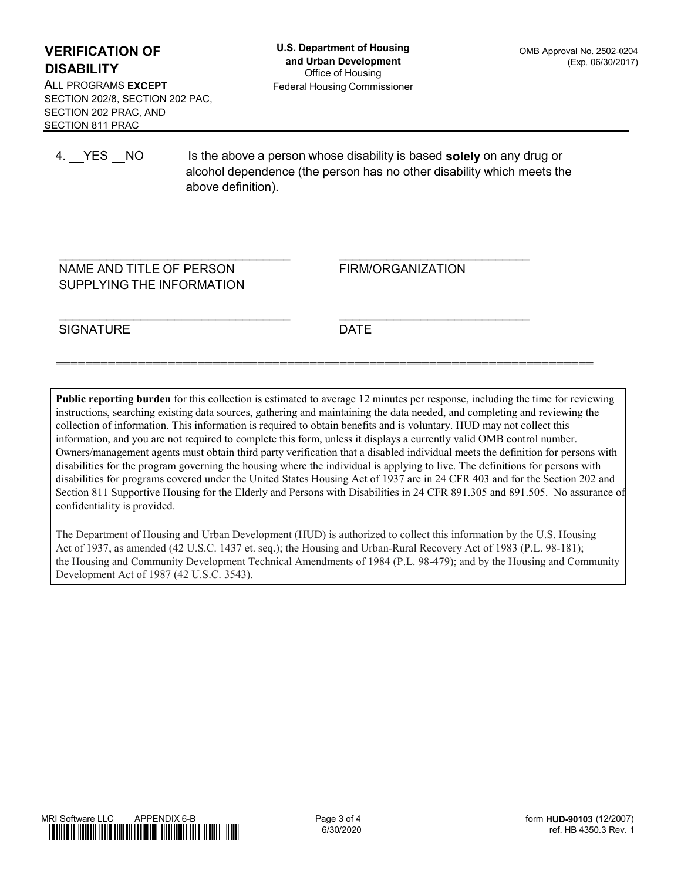4. __YES __NO Is the above a person whose disability is based **solely** on any drug or alcohol dependence (the person has no other disability which meets the above definition).

| ______________________________ | ______________________________ |
| --- | --- |
| NAME AND TITLE OF PERSON SUPPLYING THE INFORMATION | FIRM/ORGANIZATION |
| ______________________________ | ______________________________ |
| SIGNATURE | DATE |

**Public reporting burden** for this collection is estimated to average 12 minutes per response, including the time for reviewing instructions, searching existing data sources, gathering and maintaining the data needed, and completing and reviewing the collection of information. This information is required to obtain benefits and is voluntary. HUD may not collect this information, and you are not required to complete this form, unless it displays a currently valid OMB control number. Owners/management agents must obtain third party verification that a disabled individual meets the definition for persons with disabilities for the program governing the housing where the individual is applying to live. The definitions for persons with disabilities for programs covered under the United States Housing Act of 1937 are in 24 CFR 403 and for the Section 202 and Section 811 Supportive Housing for the Elderly and Persons with Disabilities in 24 CFR 891.305 and 891.505. No assurance of confidentiality is provided.

The Department of Housing and Urban Development (HUD) is authorized to collect this information by the U.S. Housing Act of 1937, as amended (42 U.S.C. 1437 et. seq.); the Housing and Urban-Rural Recovery Act of 1983 (P.L. 98-181); the Housing and Community Development Technical Amendments of 1984 (P.L. 98-479); and by the Housing and Community Development Act of 1987 (42 U.S.C. 3543).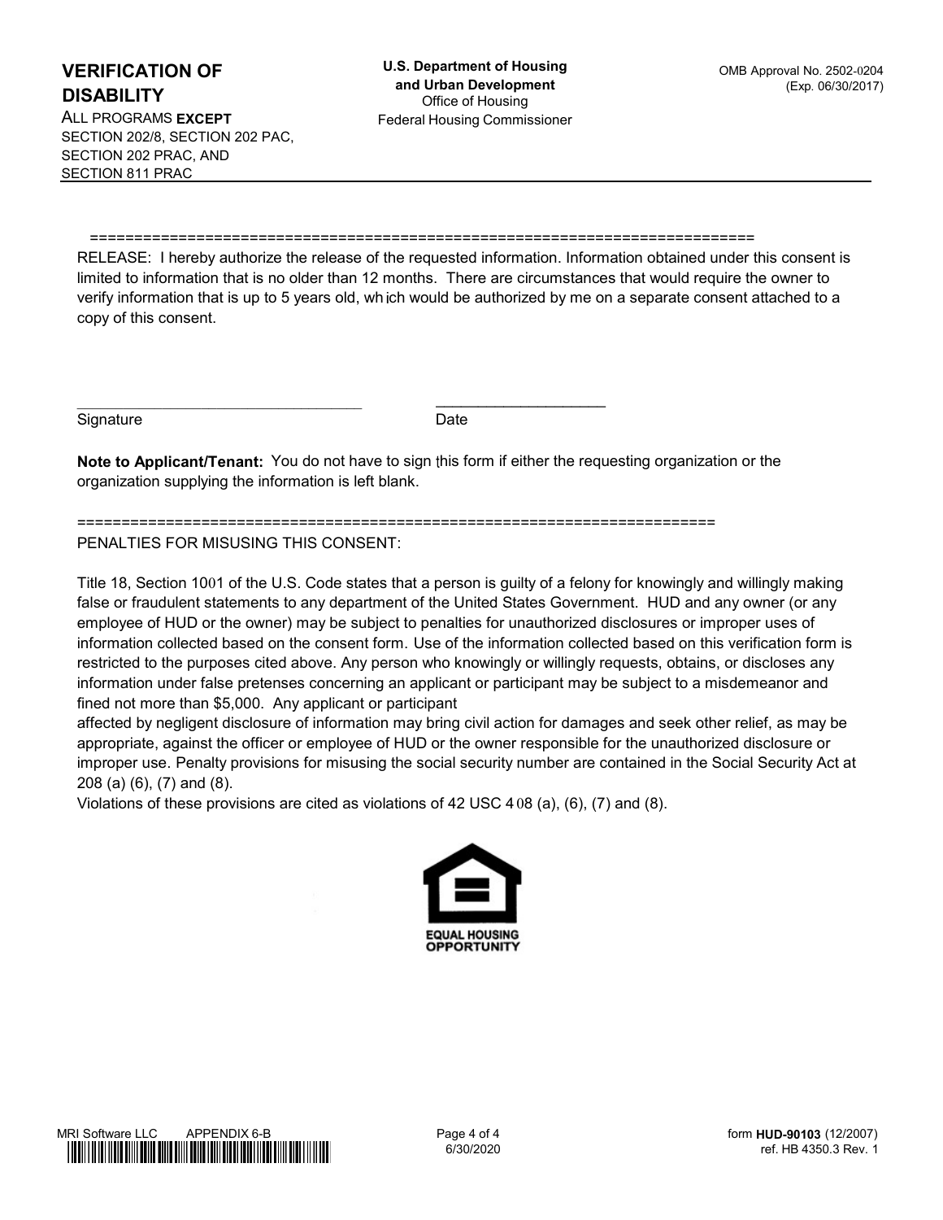**VERIFICATION OF DISABILITY**

ALL PROGRAMS **EXCEPT** SECTION 202/8, SECTION 202 PAC, SECTION 202 PRAC, AND SECTION 811 PRAC

**U.S. Department of Housing and Urban Development**
Office of Housing
Federal Housing Commissioner

OMB Approval No. 2502-0204
(Exp. 06/30/2017)

==========================================================================

RELEASE: I hereby authorize the release of the requested information. Information obtained under this consent is limited to information that is no older than 12 months. There are circumstances that would require the owner to verify information that is up to 5 years old, which would be authorized by me on a separate consent attached to a copy of this consent.

\_\_\_\_\_\_\_\_\_\_\_\_\_\_\_\_\_\_\_\_\_\_\_\_\_\_\_\_\_\_\_\_\_\_ &nbsp;&nbsp;&nbsp;&nbsp; \_\_\_\_\_\_\_\_\_\_\_\_\_\_\_\_\_\_\_\_
Signature &nbsp;&nbsp;&nbsp;&nbsp;&nbsp;&nbsp;&nbsp;&nbsp;&nbsp;&nbsp;&nbsp;&nbsp;&nbsp;&nbsp;&nbsp;&nbsp;&nbsp;&nbsp;&nbsp;&nbsp;&nbsp;&nbsp;&nbsp;&nbsp;&nbsp;&nbsp;&nbsp;&nbsp;&nbsp;&nbsp; Date

**Note to Applicant/Tenant:** You do not have to sign this form if either the requesting organization or the organization supplying the information is left blank.

==========================================================================

PENALTIES FOR MISUSING THIS CONSENT:

Title 18, Section 1001 of the U.S. Code states that a person is guilty of a felony for knowingly and willingly making false or fraudulent statements to any department of the United States Government. HUD and any owner (or any employee of HUD or the owner) may be subject to penalties for unauthorized disclosures or improper uses of information collected based on the consent form. Use of the information collected based on this verification form is restricted to the purposes cited above. Any person who knowingly or willingly requests, obtains, or discloses any information under false pretenses concerning an applicant or participant may be subject to a misdemeanor and fined not more than $5,000. Any applicant or participant affected by negligent disclosure of information may bring civil action for damages and seek other relief, as may be appropriate, against the officer or employee of HUD or the owner responsible for the unauthorized disclosure or improper use. Penalty provisions for misusing the social security number are contained in the Social Security Act at 208 (a) (6), (7) and (8).
Violations of these provisions are cited as violations of 42 USC 408 (a), (6), (7) and (8).

EQUAL HOUSING OPPORTUNITY

MRI Software LLC APPENDIX 6-B

6/30/2020

form **HUD-90103** (12/2007)
ref. HB 4350.3 Rev. 1